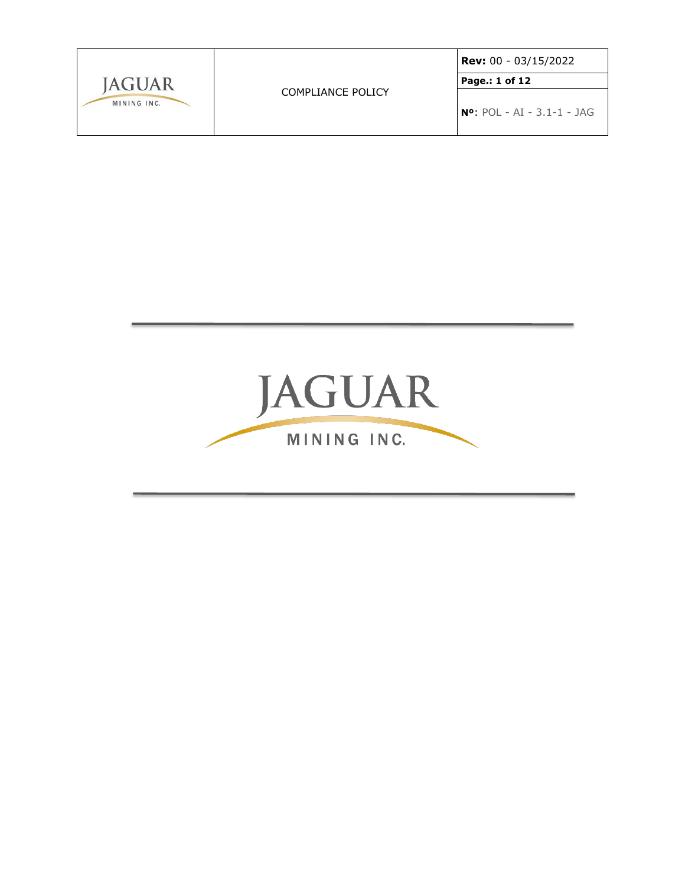| JAGUAR MINING INC. | COMPLIANCE POLICY | **Rev:** 00 - 03/15/2022 |
| --- | --- | --- |
| | | **Page.: 1 of 12** |
| | | **Nº**: POL - AI - 3.1-1 - JAG |

# JAGUAR

MINING INC.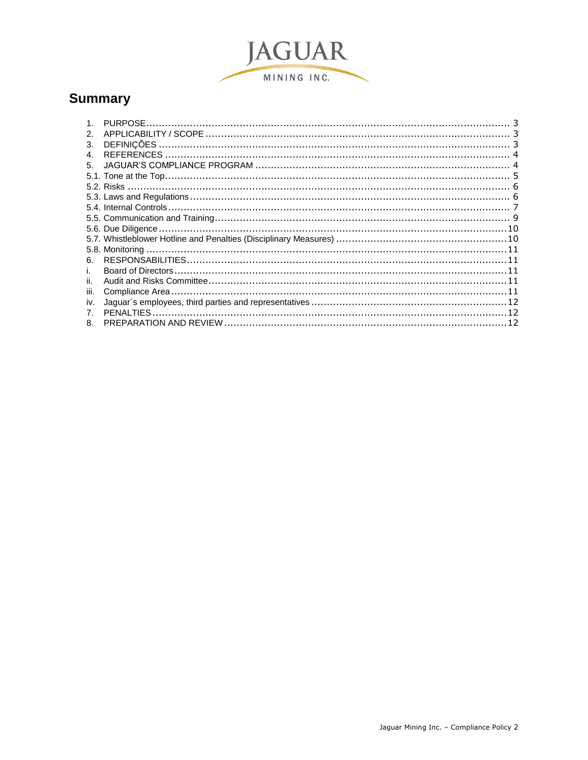## Summary

1. PURPOSE ........................................................................................................ 3
2. APPLICABILITY / SCOPE ..................................................................................... 3
3. DEFINIÇÕES ..................................................................................................... 3
4. REFERENCES .................................................................................................... 4
5. JAGUAR'S COMPLIANCE PROGRAM ...................................................................... 4

5.1. Tone at the Top ................................................................................................ 5
5.2. Risks .............................................................................................................. 6
5.3. Laws and Regulations ........................................................................................ 6
5.4. Internal Controls ............................................................................................... 7
5.5. Communication and Training ................................................................................ 9
5.6. Due Diligence .................................................................................................. 10
5.7. Whistleblower Hotline and Penalties (Disciplinary Measures) ...................................... 10
5.8. Monitoring ...................................................................................................... 11

6. RESPONSABILITIES .......................................................................................... 11

i. Board of Directors ............................................................................................... 11
ii. Audit and Risks Committee .................................................................................. 11
iii. Compliance Area ............................................................................................... 11
iv. Jaguar´s employees, third parties and representatives .............................................. 12

7. PENALTIES ...................................................................................................... 12
8. PREPARATION AND REVIEW .............................................................................. 12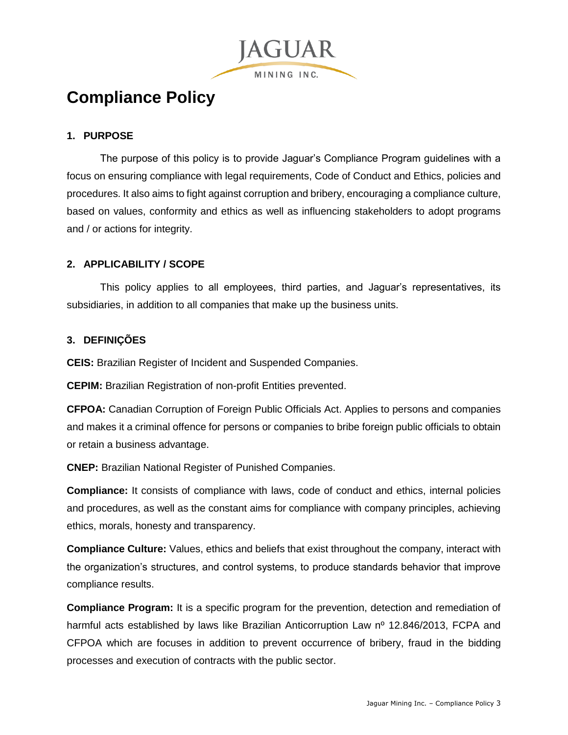# Compliance Policy

## 1. PURPOSE

The purpose of this policy is to provide Jaguar's Compliance Program guidelines with a focus on ensuring compliance with legal requirements, Code of Conduct and Ethics, policies and procedures. It also aims to fight against corruption and bribery, encouraging a compliance culture, based on values, conformity and ethics as well as influencing stakeholders to adopt programs and / or actions for integrity.

## 2. APPLICABILITY / SCOPE

This policy applies to all employees, third parties, and Jaguar's representatives, its subsidiaries, in addition to all companies that make up the business units.

## 3. DEFINIÇÕES

**CEIS:** Brazilian Register of Incident and Suspended Companies.

**CEPIM:** Brazilian Registration of non-profit Entities prevented.

**CFPOA:** Canadian Corruption of Foreign Public Officials Act. Applies to persons and companies and makes it a criminal offence for persons or companies to bribe foreign public officials to obtain or retain a business advantage.

**CNEP:** Brazilian National Register of Punished Companies.

**Compliance:** It consists of compliance with laws, code of conduct and ethics, internal policies and procedures, as well as the constant aims for compliance with company principles, achieving ethics, morals, honesty and transparency.

**Compliance Culture:** Values, ethics and beliefs that exist throughout the company, interact with the organization's structures, and control systems, to produce standards behavior that improve compliance results.

**Compliance Program:** It is a specific program for the prevention, detection and remediation of harmful acts established by laws like Brazilian Anticorruption Law nº 12.846/2013, FCPA and CFPOA which are focuses in addition to prevent occurrence of bribery, fraud in the bidding processes and execution of contracts with the public sector.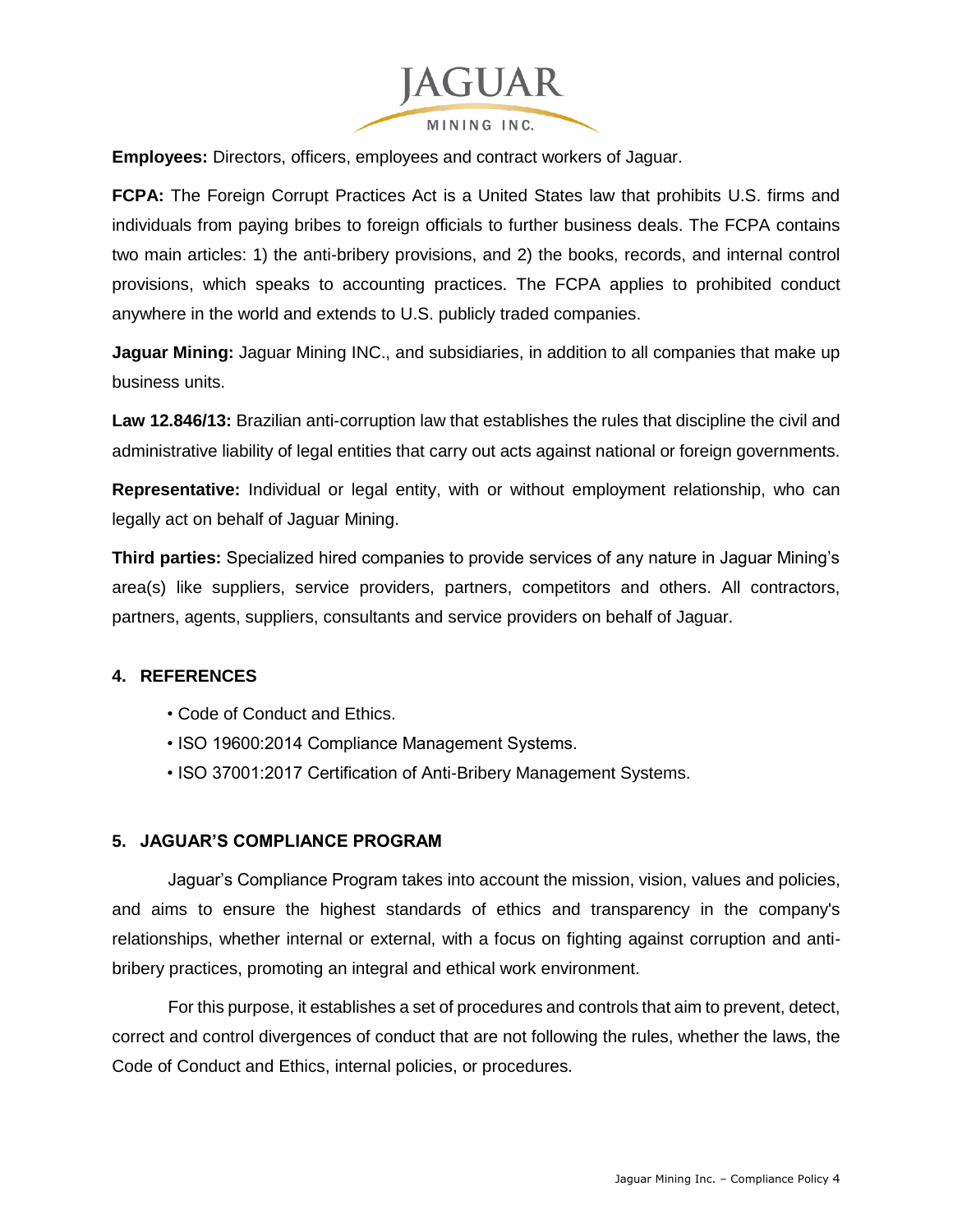**Employees:** Directors, officers, employees and contract workers of Jaguar.

**FCPA:** The Foreign Corrupt Practices Act is a United States law that prohibits U.S. firms and individuals from paying bribes to foreign officials to further business deals. The FCPA contains two main articles: 1) the anti-bribery provisions, and 2) the books, records, and internal control provisions, which speaks to accounting practices. The FCPA applies to prohibited conduct anywhere in the world and extends to U.S. publicly traded companies.

**Jaguar Mining:** Jaguar Mining INC., and subsidiaries, in addition to all companies that make up business units.

**Law 12.846/13:** Brazilian anti-corruption law that establishes the rules that discipline the civil and administrative liability of legal entities that carry out acts against national or foreign governments.

**Representative:** Individual or legal entity, with or without employment relationship, who can legally act on behalf of Jaguar Mining.

**Third parties:** Specialized hired companies to provide services of any nature in Jaguar Mining's area(s) like suppliers, service providers, partners, competitors and others. All contractors, partners, agents, suppliers, consultants and service providers on behalf of Jaguar.

## 4. REFERENCES

- Code of Conduct and Ethics.
- ISO 19600:2014 Compliance Management Systems.
- ISO 37001:2017 Certification of Anti-Bribery Management Systems.

## 5. JAGUAR'S COMPLIANCE PROGRAM

Jaguar's Compliance Program takes into account the mission, vision, values and policies, and aims to ensure the highest standards of ethics and transparency in the company's relationships, whether internal or external, with a focus on fighting against corruption and anti-bribery practices, promoting an integral and ethical work environment.

For this purpose, it establishes a set of procedures and controls that aim to prevent, detect, correct and control divergences of conduct that are not following the rules, whether the laws, the Code of Conduct and Ethics, internal policies, or procedures.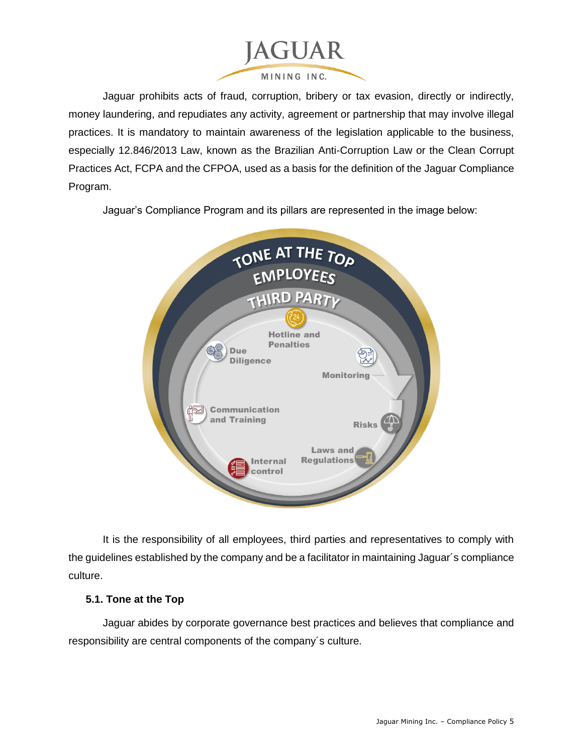Jaguar prohibits acts of fraud, corruption, bribery or tax evasion, directly or indirectly, money laundering, and repudiates any activity, agreement or partnership that may involve illegal practices. It is mandatory to maintain awareness of the legislation applicable to the business, especially 12.846/2013 Law, known as the Brazilian Anti-Corruption Law or the Clean Corrupt Practices Act, FCPA and the CFPOA, used as a basis for the definition of the Jaguar Compliance Program.

Jaguar's Compliance Program and its pillars are represented in the image below:

It is the responsibility of all employees, third parties and representatives to comply with the guidelines established by the company and be a facilitator in maintaining Jaguar´s compliance culture.

### 5.1. Tone at the Top

Jaguar abides by corporate governance best practices and believes that compliance and responsibility are central components of the company´s culture.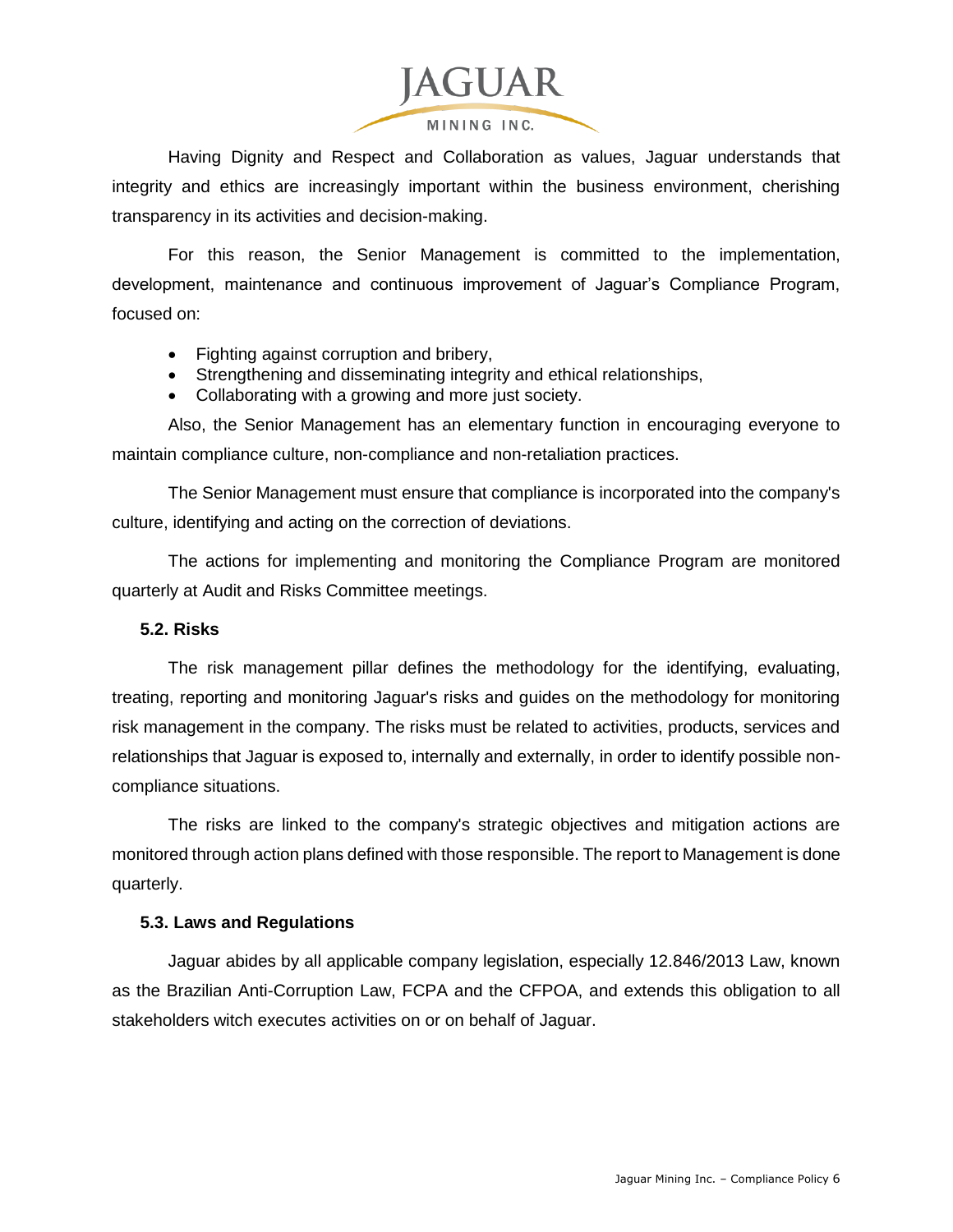Having Dignity and Respect and Collaboration as values, Jaguar understands that integrity and ethics are increasingly important within the business environment, cherishing transparency in its activities and decision-making.

For this reason, the Senior Management is committed to the implementation, development, maintenance and continuous improvement of Jaguar's Compliance Program, focused on:

- Fighting against corruption and bribery,
- Strengthening and disseminating integrity and ethical relationships,
- Collaborating with a growing and more just society.

Also, the Senior Management has an elementary function in encouraging everyone to maintain compliance culture, non-compliance and non-retaliation practices.

The Senior Management must ensure that compliance is incorporated into the company's culture, identifying and acting on the correction of deviations.

The actions for implementing and monitoring the Compliance Program are monitored quarterly at Audit and Risks Committee meetings.

### 5.2. Risks

The risk management pillar defines the methodology for the identifying, evaluating, treating, reporting and monitoring Jaguar's risks and guides on the methodology for monitoring risk management in the company. The risks must be related to activities, products, services and relationships that Jaguar is exposed to, internally and externally, in order to identify possible non-compliance situations.

The risks are linked to the company's strategic objectives and mitigation actions are monitored through action plans defined with those responsible. The report to Management is done quarterly.

### 5.3. Laws and Regulations

Jaguar abides by all applicable company legislation, especially 12.846/2013 Law, known as the Brazilian Anti-Corruption Law, FCPA and the CFPOA, and extends this obligation to all stakeholders witch executes activities on or on behalf of Jaguar.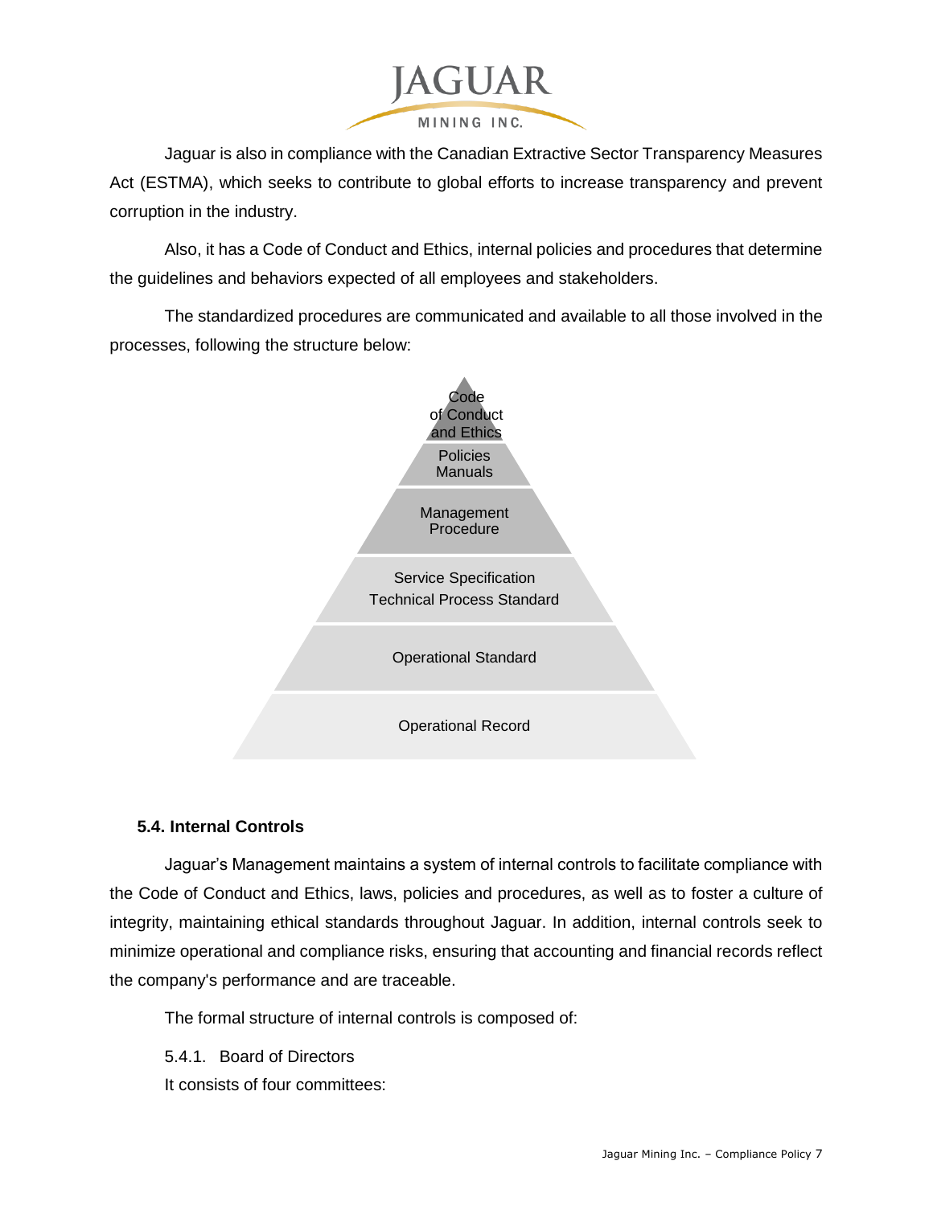Jaguar is also in compliance with the Canadian Extractive Sector Transparency Measures Act (ESTMA), which seeks to contribute to global efforts to increase transparency and prevent corruption in the industry.

Also, it has a Code of Conduct and Ethics, internal policies and procedures that determine the guidelines and behaviors expected of all employees and stakeholders.

The standardized procedures are communicated and available to all those involved in the processes, following the structure below:

- Code of Conduct and Ethics
- Policies Manuals
- Management Procedure
- Service Specification Technical Process Standard
- Operational Standard
- Operational Record

### 5.4. Internal Controls

Jaguar's Management maintains a system of internal controls to facilitate compliance with the Code of Conduct and Ethics, laws, policies and procedures, as well as to foster a culture of integrity, maintaining ethical standards throughout Jaguar. In addition, internal controls seek to minimize operational and compliance risks, ensuring that accounting and financial records reflect the company's performance and are traceable.

The formal structure of internal controls is composed of:

5.4.1. Board of Directors

It consists of four committees: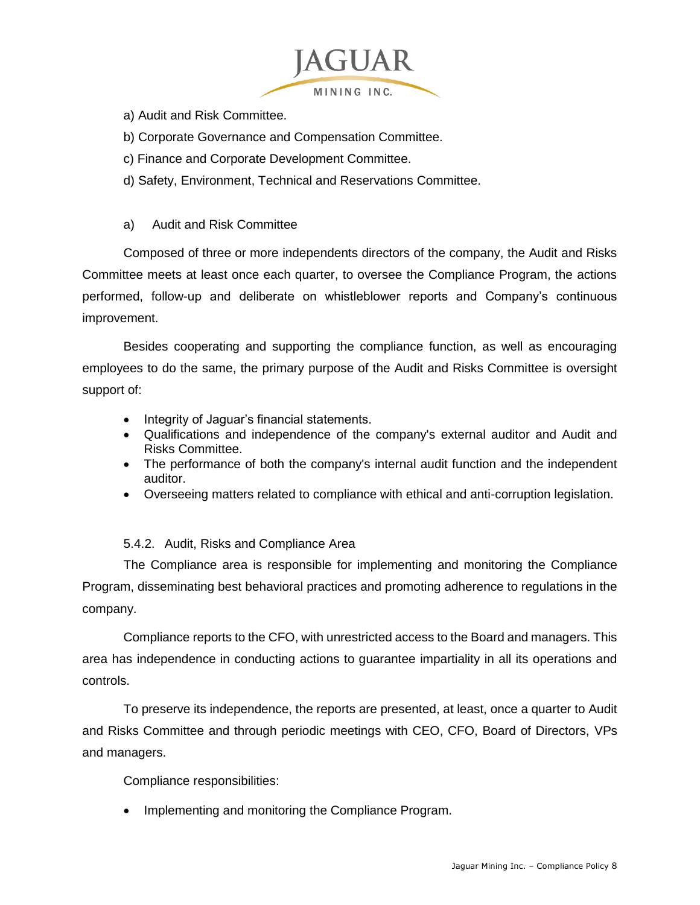a) Audit and Risk Committee.

b) Corporate Governance and Compensation Committee.

c) Finance and Corporate Development Committee.

d) Safety, Environment, Technical and Reservations Committee.

a) Audit and Risk Committee

Composed of three or more independents directors of the company, the Audit and Risks Committee meets at least once each quarter, to oversee the Compliance Program, the actions performed, follow-up and deliberate on whistleblower reports and Company's continuous improvement.

Besides cooperating and supporting the compliance function, as well as encouraging employees to do the same, the primary purpose of the Audit and Risks Committee is oversight support of:

- Integrity of Jaguar's financial statements.
- Qualifications and independence of the company's external auditor and Audit and Risks Committee.
- The performance of both the company's internal audit function and the independent auditor.
- Overseeing matters related to compliance with ethical and anti-corruption legislation.

5.4.2. Audit, Risks and Compliance Area

The Compliance area is responsible for implementing and monitoring the Compliance Program, disseminating best behavioral practices and promoting adherence to regulations in the company.

Compliance reports to the CFO, with unrestricted access to the Board and managers. This area has independence in conducting actions to guarantee impartiality in all its operations and controls.

To preserve its independence, the reports are presented, at least, once a quarter to Audit and Risks Committee and through periodic meetings with CEO, CFO, Board of Directors, VPs and managers.

Compliance responsibilities:

- Implementing and monitoring the Compliance Program.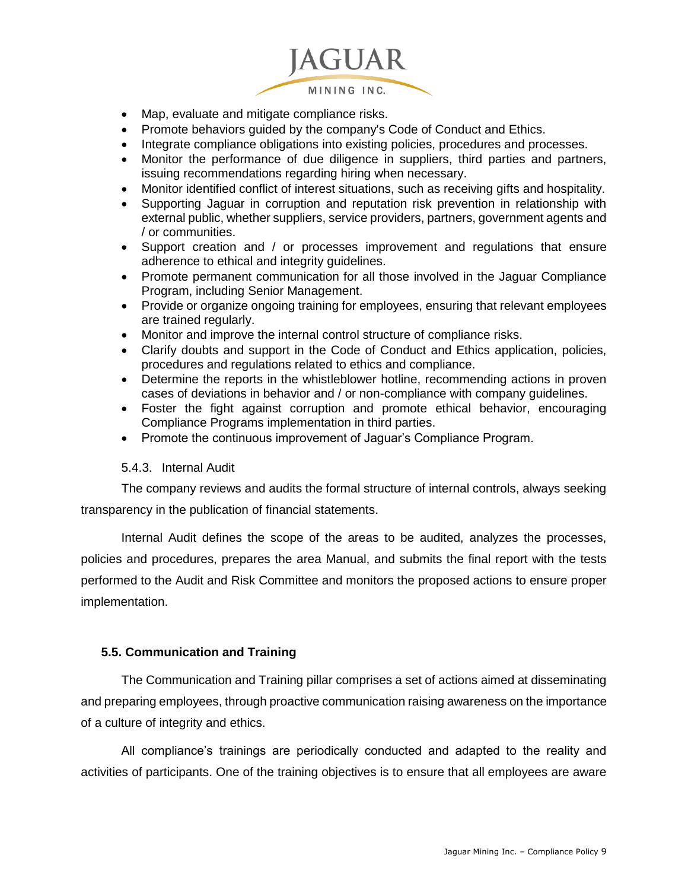- Map, evaluate and mitigate compliance risks.
- Promote behaviors guided by the company's Code of Conduct and Ethics.
- Integrate compliance obligations into existing policies, procedures and processes.
- Monitor the performance of due diligence in suppliers, third parties and partners, issuing recommendations regarding hiring when necessary.
- Monitor identified conflict of interest situations, such as receiving gifts and hospitality.
- Supporting Jaguar in corruption and reputation risk prevention in relationship with external public, whether suppliers, service providers, partners, government agents and / or communities.
- Support creation and / or processes improvement and regulations that ensure adherence to ethical and integrity guidelines.
- Promote permanent communication for all those involved in the Jaguar Compliance Program, including Senior Management.
- Provide or organize ongoing training for employees, ensuring that relevant employees are trained regularly.
- Monitor and improve the internal control structure of compliance risks.
- Clarify doubts and support in the Code of Conduct and Ethics application, policies, procedures and regulations related to ethics and compliance.
- Determine the reports in the whistleblower hotline, recommending actions in proven cases of deviations in behavior and / or non-compliance with company guidelines.
- Foster the fight against corruption and promote ethical behavior, encouraging Compliance Programs implementation in third parties.
- Promote the continuous improvement of Jaguar's Compliance Program.

#### 5.4.3. Internal Audit

The company reviews and audits the formal structure of internal controls, always seeking transparency in the publication of financial statements.

Internal Audit defines the scope of the areas to be audited, analyzes the processes, policies and procedures, prepares the area Manual, and submits the final report with the tests performed to the Audit and Risk Committee and monitors the proposed actions to ensure proper implementation.

### 5.5. Communication and Training

The Communication and Training pillar comprises a set of actions aimed at disseminating and preparing employees, through proactive communication raising awareness on the importance of a culture of integrity and ethics.

All compliance's trainings are periodically conducted and adapted to the reality and activities of participants. One of the training objectives is to ensure that all employees are aware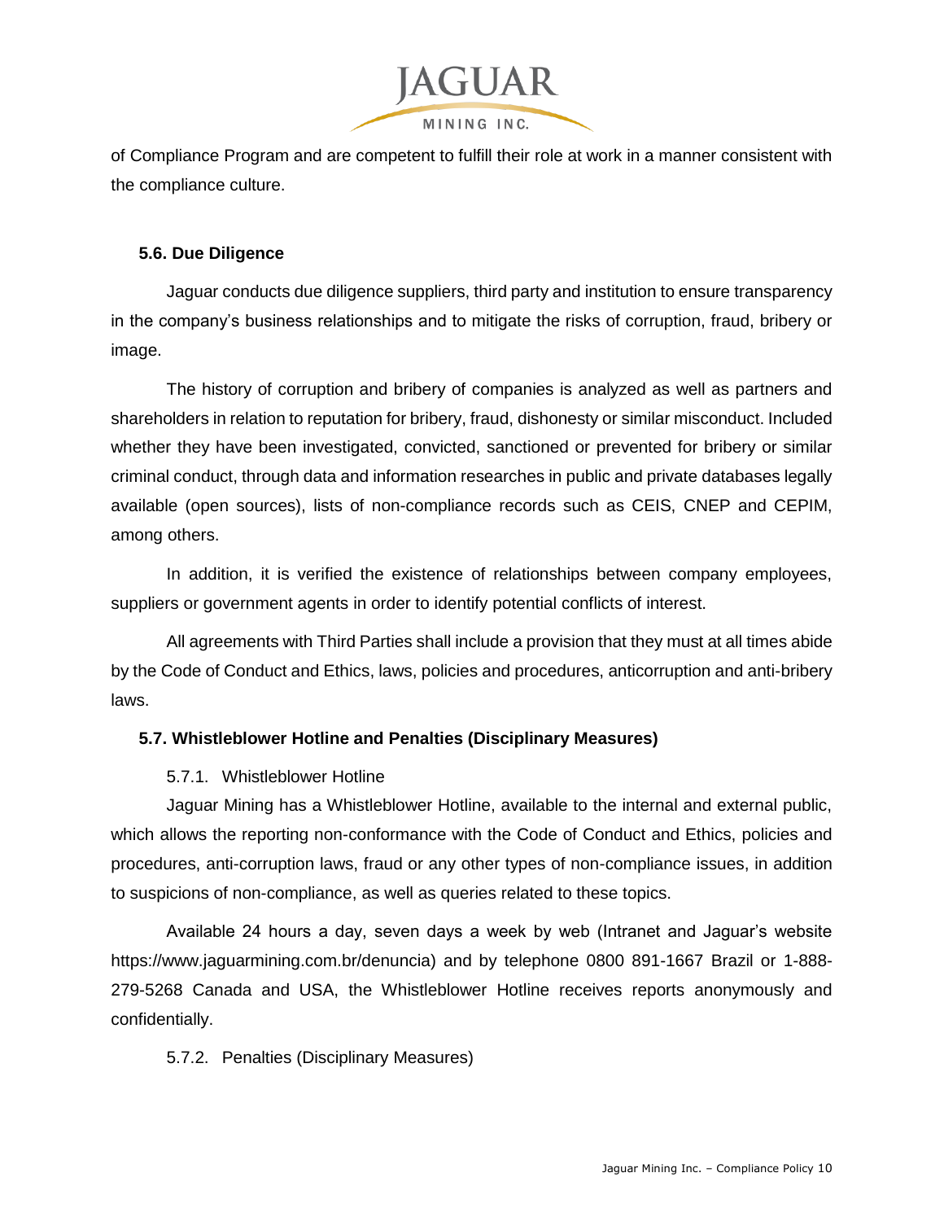of Compliance Program and are competent to fulfill their role at work in a manner consistent with the compliance culture.

### 5.6. Due Diligence

Jaguar conducts due diligence suppliers, third party and institution to ensure transparency in the company's business relationships and to mitigate the risks of corruption, fraud, bribery or image.

The history of corruption and bribery of companies is analyzed as well as partners and shareholders in relation to reputation for bribery, fraud, dishonesty or similar misconduct. Included whether they have been investigated, convicted, sanctioned or prevented for bribery or similar criminal conduct, through data and information researches in public and private databases legally available (open sources), lists of non-compliance records such as CEIS, CNEP and CEPIM, among others.

In addition, it is verified the existence of relationships between company employees, suppliers or government agents in order to identify potential conflicts of interest.

All agreements with Third Parties shall include a provision that they must at all times abide by the Code of Conduct and Ethics, laws, policies and procedures, anticorruption and anti-bribery laws.

### 5.7. Whistleblower Hotline and Penalties (Disciplinary Measures)

#### 5.7.1. Whistleblower Hotline

Jaguar Mining has a Whistleblower Hotline, available to the internal and external public, which allows the reporting non-conformance with the Code of Conduct and Ethics, policies and procedures, anti-corruption laws, fraud or any other types of non-compliance issues, in addition to suspicions of non-compliance, as well as queries related to these topics.

Available 24 hours a day, seven days a week by web (Intranet and Jaguar's website https://www.jaguarmining.com.br/denuncia) and by telephone 0800 891-1667 Brazil or 1-888-279-5268 Canada and USA, the Whistleblower Hotline receives reports anonymously and confidentially.

#### 5.7.2. Penalties (Disciplinary Measures)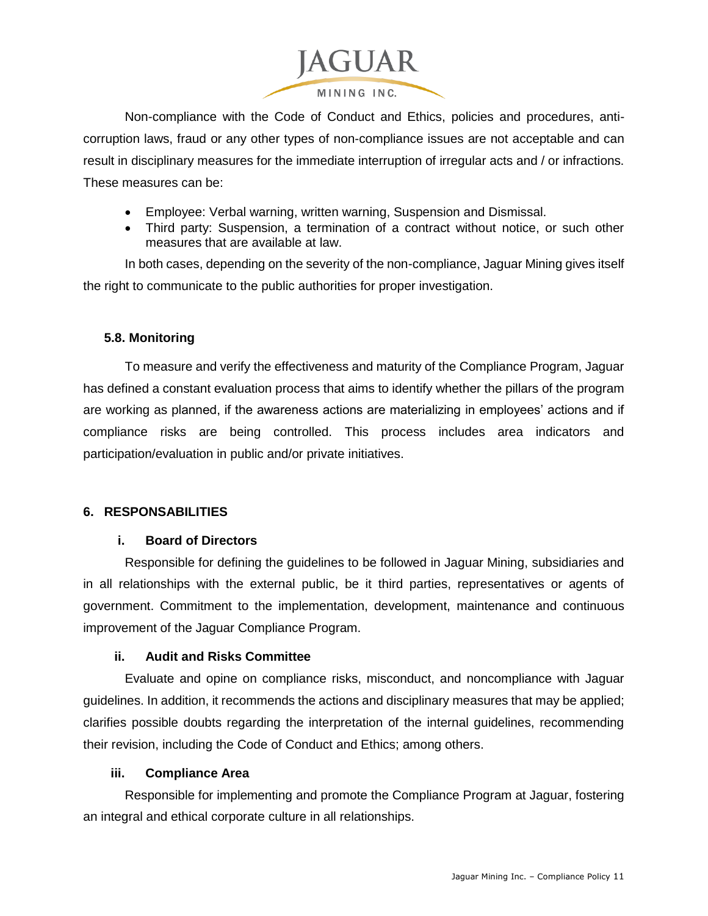Non-compliance with the Code of Conduct and Ethics, policies and procedures, anti-corruption laws, fraud or any other types of non-compliance issues are not acceptable and can result in disciplinary measures for the immediate interruption of irregular acts and / or infractions. These measures can be:

- Employee: Verbal warning, written warning, Suspension and Dismissal.
- Third party: Suspension, a termination of a contract without notice, or such other measures that are available at law.

In both cases, depending on the severity of the non-compliance, Jaguar Mining gives itself the right to communicate to the public authorities for proper investigation.

### 5.8. Monitoring

To measure and verify the effectiveness and maturity of the Compliance Program, Jaguar has defined a constant evaluation process that aims to identify whether the pillars of the program are working as planned, if the awareness actions are materializing in employees' actions and if compliance risks are being controlled. This process includes area indicators and participation/evaluation in public and/or private initiatives.

## 6. RESPONSABILITIES

### i. Board of Directors

Responsible for defining the guidelines to be followed in Jaguar Mining, subsidiaries and in all relationships with the external public, be it third parties, representatives or agents of government. Commitment to the implementation, development, maintenance and continuous improvement of the Jaguar Compliance Program.

### ii. Audit and Risks Committee

Evaluate and opine on compliance risks, misconduct, and noncompliance with Jaguar guidelines. In addition, it recommends the actions and disciplinary measures that may be applied; clarifies possible doubts regarding the interpretation of the internal guidelines, recommending their revision, including the Code of Conduct and Ethics; among others.

### iii. Compliance Area

Responsible for implementing and promote the Compliance Program at Jaguar, fostering an integral and ethical corporate culture in all relationships.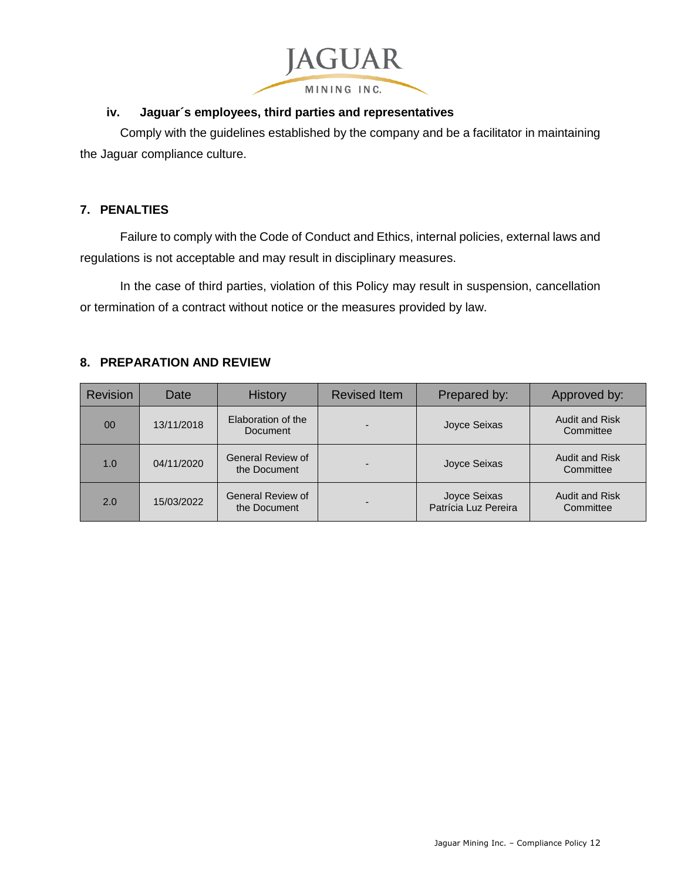**iv. Jaguar´s employees, third parties and representatives**

Comply with the guidelines established by the company and be a facilitator in maintaining the Jaguar compliance culture.

## 7. PENALTIES

Failure to comply with the Code of Conduct and Ethics, internal policies, external laws and regulations is not acceptable and may result in disciplinary measures.

In the case of third parties, violation of this Policy may result in suspension, cancellation or termination of a contract without notice or the measures provided by law.

## 8. PREPARATION AND REVIEW

| Revision | Date | History | Revised Item | Prepared by: | Approved by: |
|---|---|---|---|---|---|
| 00 | 13/11/2018 | Elaboration of the Document | - | Joyce Seixas | Audit and Risk Committee |
| 1.0 | 04/11/2020 | General Review of the Document | - | Joyce Seixas | Audit and Risk Committee |
| 2.0 | 15/03/2022 | General Review of the Document | - | Joyce Seixas<br>Patrícia Luz Pereira | Audit and Risk Committee |